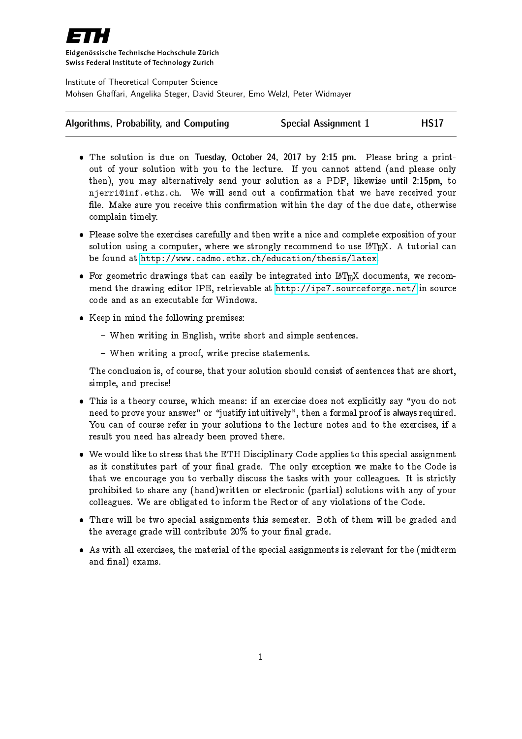**ETH**

Eidgenössische Technische Hochschule Zürich
Swiss Federal Institute of Technology Zurich

Institute of Theoretical Computer Science
Mohsen Ghaffari, Angelika Steger, David Steurer, Emo Welzl, Peter Widmayer

| Algorithms, Probability, and Computing | Special Assignment 1 | HS17 |
|---|---|---|

- The solution is due on **Tuesday, October 24, 2017 by 2:15 pm**. Please bring a print-out of your solution with you to the lecture. If you cannot attend (and please only then), you may alternatively send your solution as a PDF, likewise **until 2:15pm**, to `njerri@inf.ethz.ch`. We will send out a confirmation that we have received your file. Make sure you receive this confirmation within the day of the due date, otherwise complain timely.
- Please solve the exercises carefully and then write a nice and complete exposition of your solution using a computer, where we strongly recommend to use LaTeX. A tutorial can be found at http://www.cadmo.ethz.ch/education/thesis/latex.
- For geometric drawings that can easily be integrated into LaTeX documents, we recommend the drawing editor IPE, retrievable at http://ipe7.sourceforge.net/ in source code and as an executable for Windows.
- Keep in mind the following premises:
  - When writing in English, write short and simple sentences.
  - When writing a proof, write precise statements.

  The conclusion is, of course, that your solution should consist of sentences that are short, simple, and precise!
- This is a theory course, which means: if an exercise does not explicitly say "you do not need to prove your answer" or "justify intuitively", then a formal proof is **always** required. You can of course refer in your solutions to the lecture notes and to the exercises, if a result you need has already been proved there.
- We would like to stress that the ETH Disciplinary Code applies to this special assignment as it constitutes part of your final grade. The only exception we make to the Code is that we encourage you to verbally discuss the tasks with your colleagues. It is strictly prohibited to share any (hand)written or electronic (partial) solutions with any of your colleagues. We are obligated to inform the Rector of any violations of the Code.
- There will be two special assignments this semester. Both of them will be graded and the average grade will contribute 20% to your final grade.
- As with all exercises, the material of the special assignments is relevant for the (midterm and final) exams.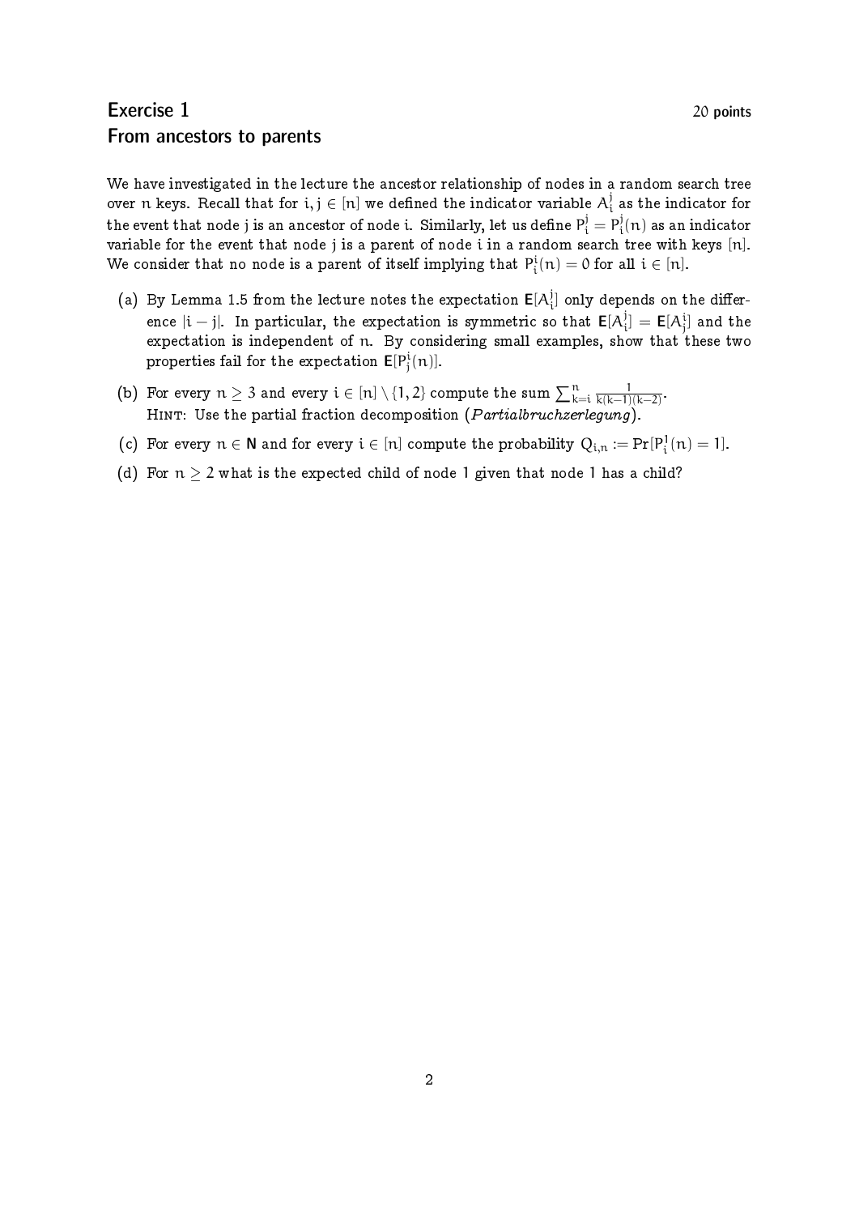## Exercise 1 — 20 points
## From ancestors to parents

We have investigated in the lecture the ancestor relationship of nodes in a random search tree over $n$ keys. Recall that for $i, j \in [n]$ we defined the indicator variable $A_i^j$ as the indicator for the event that node $j$ is an ancestor of node $i$. Similarly, let us define $P_i^j = P_i^j(n)$ as an indicator variable for the event that node $j$ is a parent of node $i$ in a random search tree with keys $[n]$. We consider that no node is a parent of itself implying that $P_i^i(n) = 0$ for all $i \in [n]$.

(a) By Lemma 1.5 from the lecture notes the expectation $\mathbf{E}[A_i^j]$ only depends on the difference $|i - j|$. In particular, the expectation is symmetric so that $\mathbf{E}[A_i^j] = \mathbf{E}[A_j^i]$ and the expectation is independent of $n$. By considering small examples, show that these two properties fail for the expectation $\mathbf{E}[P_j^i(n)]$.

(b) For every $n \geq 3$ and every $i \in [n] \setminus \{1, 2\}$ compute the sum $\sum_{k=i}^{n} \frac{1}{k(k-1)(k-2)}$.
HINT: Use the partial fraction decomposition (*Partialbruchzerlegung*).

(c) For every $n \in \mathbf{N}$ and for every $i \in [n]$ compute the probability $Q_{i,n} := \Pr[P_i^1(n) = 1]$.

(d) For $n \geq 2$ what is the expected child of node 1 given that node 1 has a child?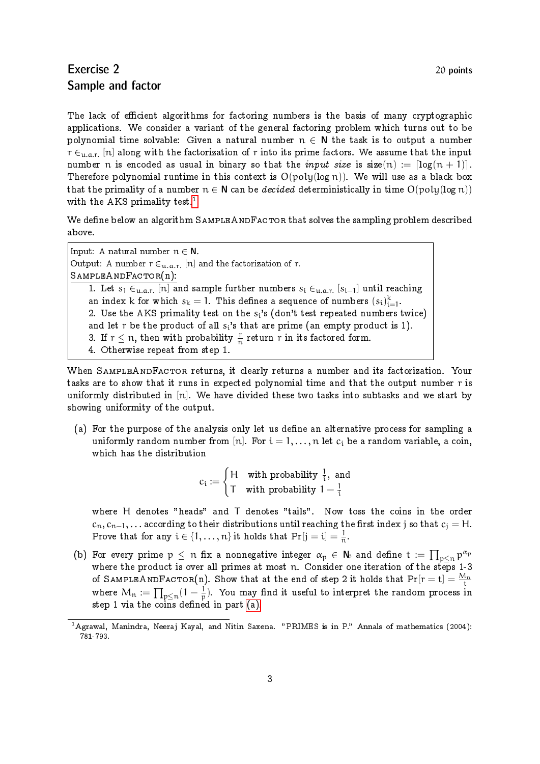## Exercise 2

20 points

## Sample and factor

The lack of efficient algorithms for factoring numbers is the basis of many cryptographic applications. We consider a variant of the general factoring problem which turns out to be polynomial time solvable: Given a natural number $n \in \mathbb{N}$ the task is to output a number $r \in_{u.a.r.} [n]$ along with the factorization of $r$ into its prime factors. We assume that the input number $n$ is encoded as usual in binary so that the *input size* is $\text{size}(n) := \lceil \log(n+1) \rceil$. Therefore polynomial runtime in this context is $O(\text{poly}(\log n))$. We will use as a black box that the primality of a number $n \in \mathbb{N}$ can be *decided* deterministically in time $O(\text{poly}(\log n))$ with the AKS primality test.[1]

We define below an algorithm SampleAndFactor that solves the sampling problem described above.

> Input: A natural number $n \in \mathbb{N}$.
> Output: A number $r \in_{u.a.r.} [n]$ and the factorization of $r$.
> SampleAndFactor($n$):
>
> 1. Let $s_1 \in_{u.a.r.} [n]$ and sample further numbers $s_i \in_{u.a.r.} [s_{i-1}]$ until reaching an index $k$ for which $s_k = 1$. This defines a sequence of numbers $(s_i)_{i=1}^k$.
> 2. Use the AKS primality test on the $s_i$'s (don't test repeated numbers twice) and let $r$ be the product of all $s_i$'s that are prime (an empty product is 1).
> 3. If $r \leq n$, then with probability $\frac{r}{n}$ return $r$ in its factored form.
> 4. Otherwise repeat from step 1.

When SampleAndFactor returns, it clearly returns a number and its factorization. Your tasks are to show that it runs in expected polynomial time and that the output number $r$ is uniformly distributed in $[n]$. We have divided these two tasks into subtasks and we start by showing uniformity of the output.

(a) For the purpose of the analysis only let us define an alternative process for sampling a uniformly random number from $[n]$. For $i = 1, \ldots, n$ let $c_i$ be a random variable, a coin, which has the distribution

$$c_i := \begin{cases} H & \text{with probability } \frac{1}{i}, \text{ and} \\ T & \text{with probability } 1 - \frac{1}{i} \end{cases}$$

where H denotes "heads" and T denotes "tails". Now toss the coins in the order $c_n, c_{n-1}, \ldots$ according to their distributions until reaching the first index $j$ so that $c_j = H$. Prove that for any $i \in \{1, \ldots, n\}$ it holds that $\Pr[j = i] = \frac{1}{n}$.

(b) For every prime $p \leq n$ fix a nonnegative integer $\alpha_p \in \mathbb{N}_0$ and define $t := \prod_{p \leq n} p^{\alpha_p}$ where the product is over all primes at most $n$. Consider one iteration of the steps 1-3 of SampleAndFactor($n$). Show that at the end of step 2 it holds that $\Pr[r = t] = \frac{M_n}{t}$ where $M_n := \prod_{p \leq n}(1 - \frac{1}{p})$. You may find it useful to interpret the random process in step 1 via the coins defined in part (a).

[1] Agrawal, Manindra, Neeraj Kayal, and Nitin Saxena. "PRIMES is in P." Annals of mathematics (2004): 781-793.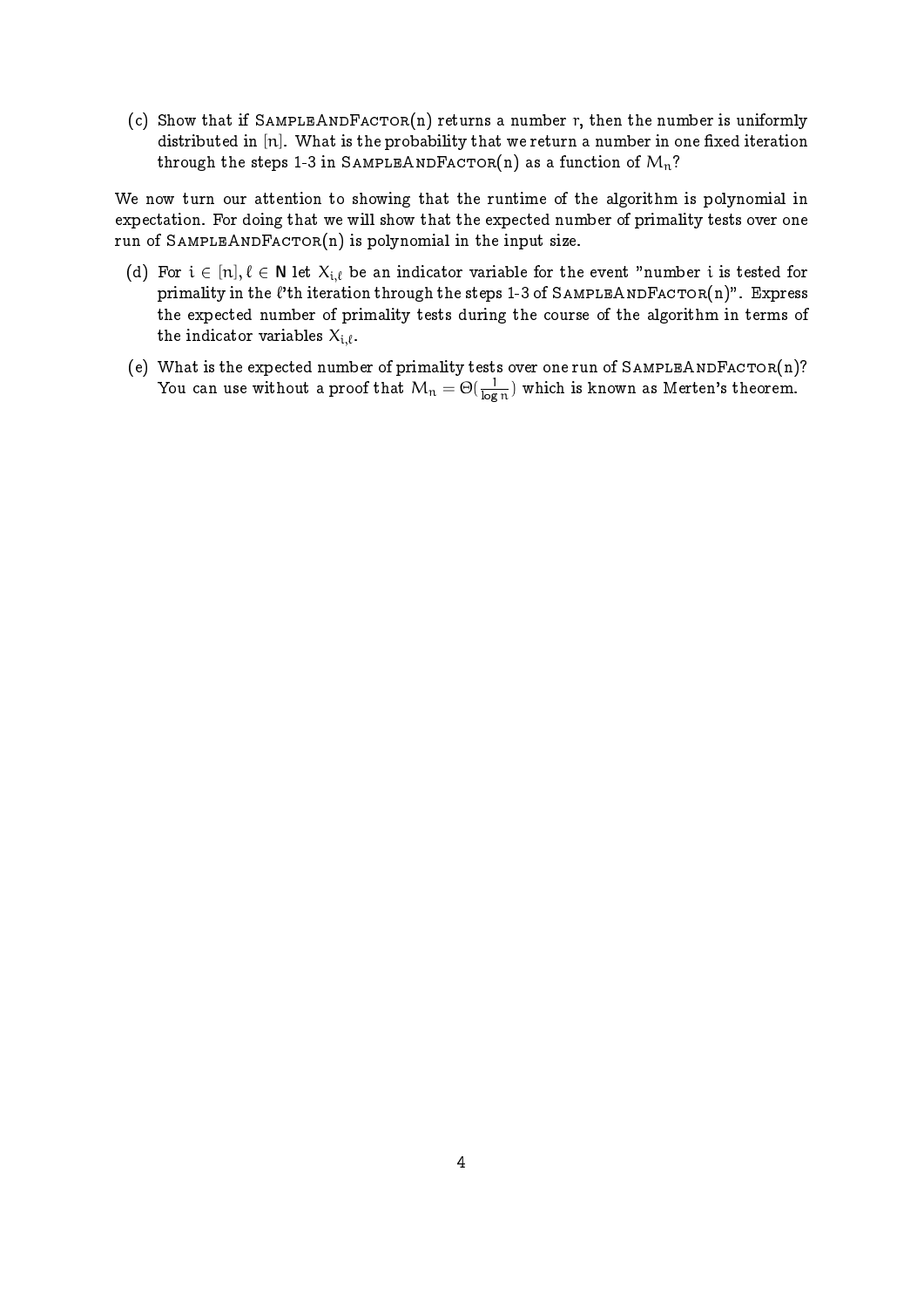(c) Show that if SampleAndFactor($n$) returns a number $r$, then the number is uniformly distributed in $[n]$. What is the probability that we return a number in one fixed iteration through the steps 1-3 in SampleAndFactor($n$) as a function of $M_n$?

We now turn our attention to showing that the runtime of the algorithm is polynomial in expectation. For doing that we will show that the expected number of primality tests over one run of SampleAndFactor($n$) is polynomial in the input size.

(d) For $i \in [n], \ell \in \mathbf{N}$ let $X_{i,\ell}$ be an indicator variable for the event "number $i$ is tested for primality in the $\ell$'th iteration through the steps 1-3 of SampleAndFactor($n$)". Express the expected number of primality tests during the course of the algorithm in terms of the indicator variables $X_{i,\ell}$.

(e) What is the expected number of primality tests over one run of SampleAndFactor($n$)? You can use without a proof that $M_n = \Theta(\frac{1}{\log n})$ which is known as Merten's theorem.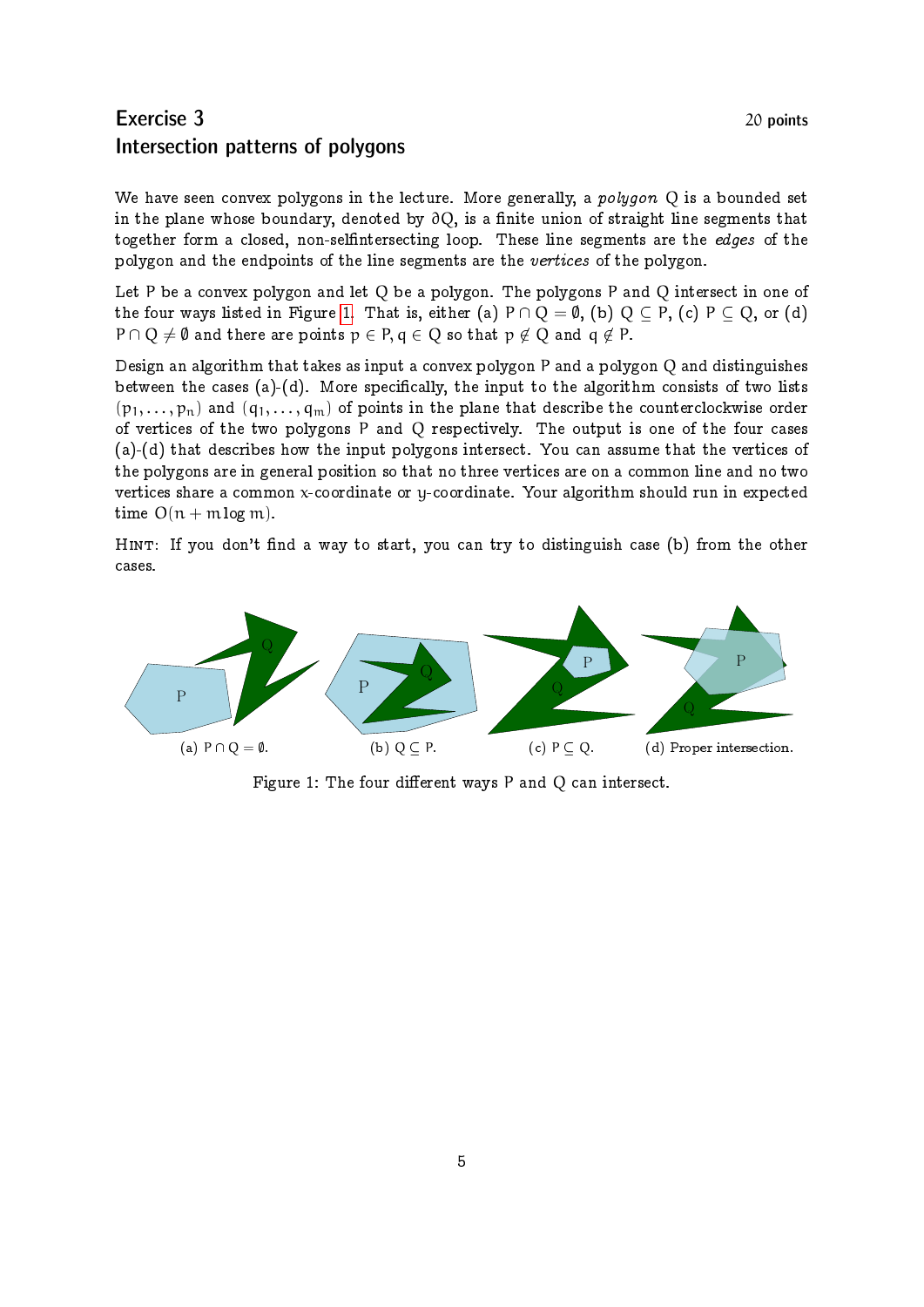## Exercise 3 — 20 points
## Intersection patterns of polygons

We have seen convex polygons in the lecture. More generally, a *polygon* $Q$ is a bounded set in the plane whose boundary, denoted by $\partial Q$, is a finite union of straight line segments that together form a closed, non-selfintersecting loop. These line segments are the *edges* of the polygon and the endpoints of the line segments are the *vertices* of the polygon.

Let $P$ be a convex polygon and let $Q$ be a polygon. The polygons $P$ and $Q$ intersect in one of the four ways listed in Figure 1. That is, either (a) $P \cap Q = \emptyset$, (b) $Q \subseteq P$, (c) $P \subseteq Q$, or (d) $P \cap Q \neq \emptyset$ and there are points $p \in P, q \in Q$ so that $p \notin Q$ and $q \notin P$.

Design an algorithm that takes as input a convex polygon $P$ and a polygon $Q$ and distinguishes between the cases (a)-(d). More specifically, the input to the algorithm consists of two lists $(p_1, \ldots, p_n)$ and $(q_1, \ldots, q_m)$ of points in the plane that describe the counterclockwise order of vertices of the two polygons $P$ and $Q$ respectively. The output is one of the four cases (a)-(d) that describes how the input polygons intersect. You can assume that the vertices of the polygons are in general position so that no three vertices are on a common line and no two vertices share a common $x$-coordinate or $y$-coordinate. Your algorithm should run in expected time $O(n + m \log m)$.

HINT: If you don't find a way to start, you can try to distinguish case (b) from the other cases.

(a) $P \cap Q = \emptyset$. (b) $Q \subseteq P$. (c) $P \subseteq Q$. (d) Proper intersection.

Figure 1: The four different ways P and Q can intersect.